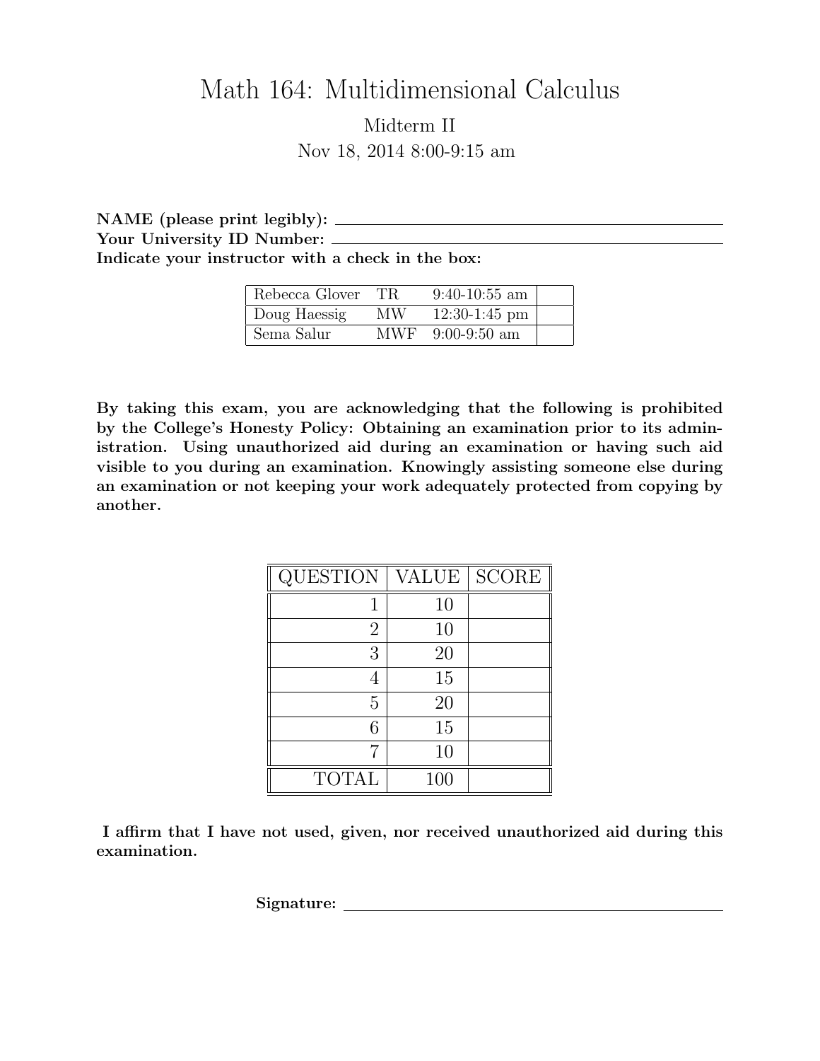# Math 164: Multidimensional Calculus

## Midterm II

Nov 18, 2014 8:00-9:15 am

**NAME (please print legibly):** \_\_\_\_\_\_\_\_\_\_\_\_\_\_\_\_\_\_\_\_\_\_\_\_\_\_\_\_\_\_\_\_

**Your University ID Number:** \_\_\_\_\_\_\_\_\_\_\_\_\_\_\_\_\_\_\_\_\_\_\_\_\_\_\_\_\_\_\_\_

**Indicate your instructor with a check in the box:**

| | | | |
|---|---|---|---|
| Rebecca Glover | TR | 9:40-10:55 am | |
| Doug Haessig | MW | 12:30-1:45 pm | |
| Sema Salur | MWF | 9:00-9:50 am | |

**By taking this exam, you are acknowledging that the following is prohibited by the College's Honesty Policy: Obtaining an examination prior to its administration. Using unauthorized aid during an examination or having such aid visible to you during an examination. Knowingly assisting someone else during an examination or not keeping your work adequately protected from copying by another.**

| QUESTION | VALUE | SCORE |
|---|---|---|
| 1 | 10 | |
| 2 | 10 | |
| 3 | 20 | |
| 4 | 15 | |
| 5 | 20 | |
| 6 | 15 | |
| 7 | 10 | |
| TOTAL | 100 | |

**I affirm that I have not used, given, nor received unauthorized aid during this examination.**

**Signature:** \_\_\_\_\_\_\_\_\_\_\_\_\_\_\_\_\_\_\_\_\_\_\_\_\_\_\_\_\_\_\_\_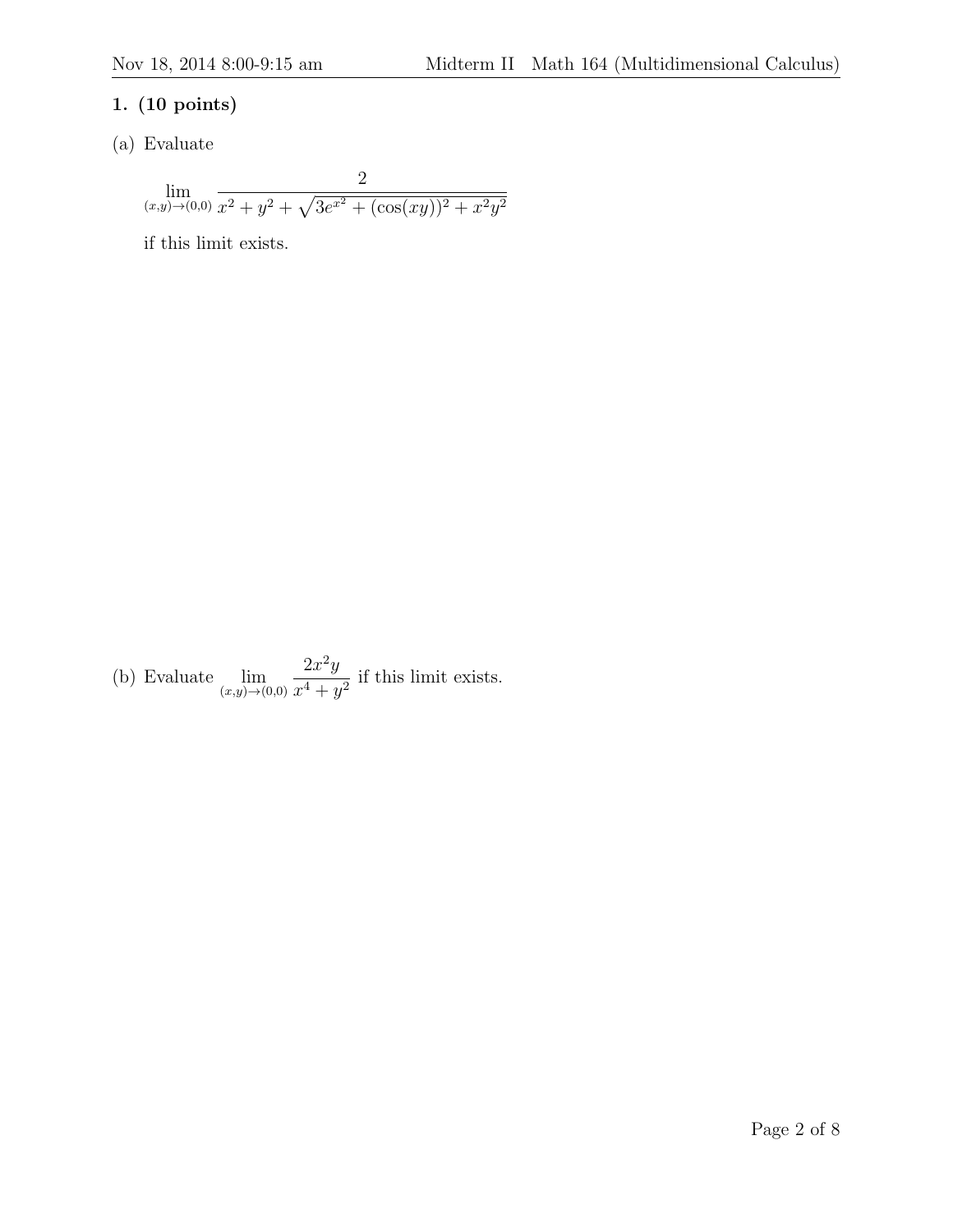**1. (10 points)**

(a) Evaluate

$$\lim_{(x,y)\to(0,0)} \frac{2}{x^2 + y^2 + \sqrt{3e^{x^2} + (\cos(xy))^2 + x^2y^2}}$$

if this limit exists.

(b) Evaluate $\displaystyle\lim_{(x,y)\to(0,0)} \frac{2x^2y}{x^4 + y^2}$ if this limit exists.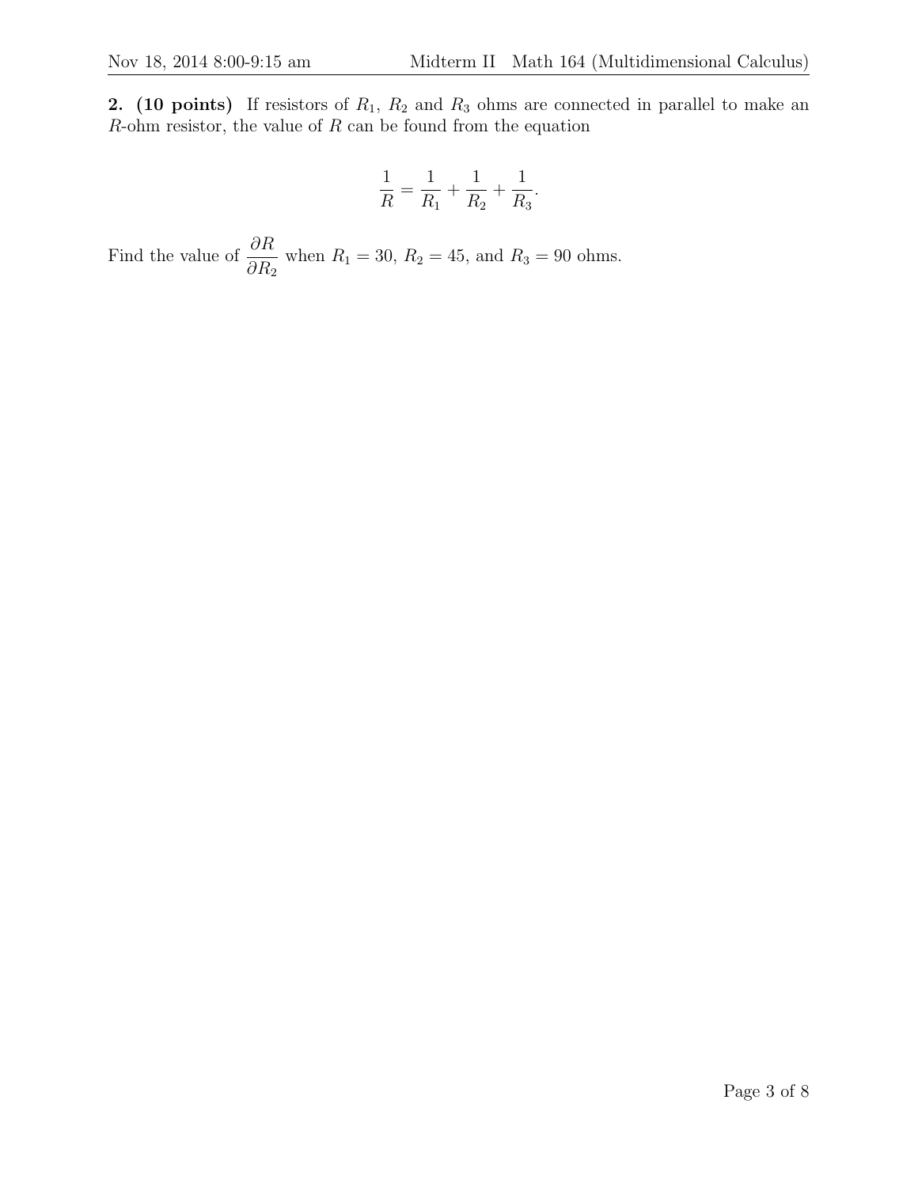**2. (10 points)** If resistors of $R_1$, $R_2$ and $R_3$ ohms are connected in parallel to make an $R$-ohm resistor, the value of $R$ can be found from the equation

$$\frac{1}{R} = \frac{1}{R_1} + \frac{1}{R_2} + \frac{1}{R_3}.$$

Find the value of $\dfrac{\partial R}{\partial R_2}$ when $R_1 = 30$, $R_2 = 45$, and $R_3 = 90$ ohms.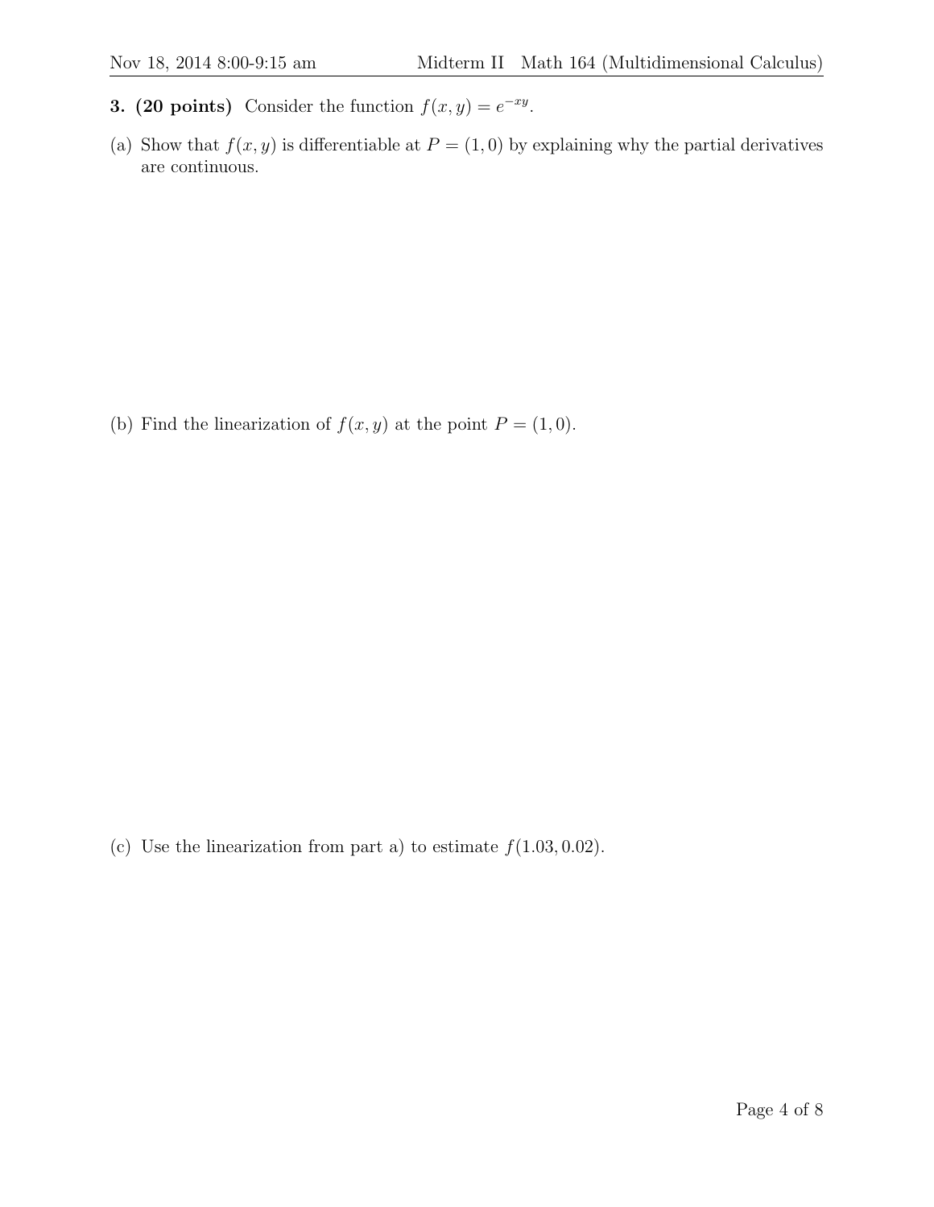**3. (20 points)** Consider the function $f(x, y) = e^{-xy}$.

(a) Show that $f(x, y)$ is differentiable at $P = (1, 0)$ by explaining why the partial derivatives are continuous.

(b) Find the linearization of $f(x, y)$ at the point $P = (1, 0)$.

(c) Use the linearization from part a) to estimate $f(1.03, 0.02)$.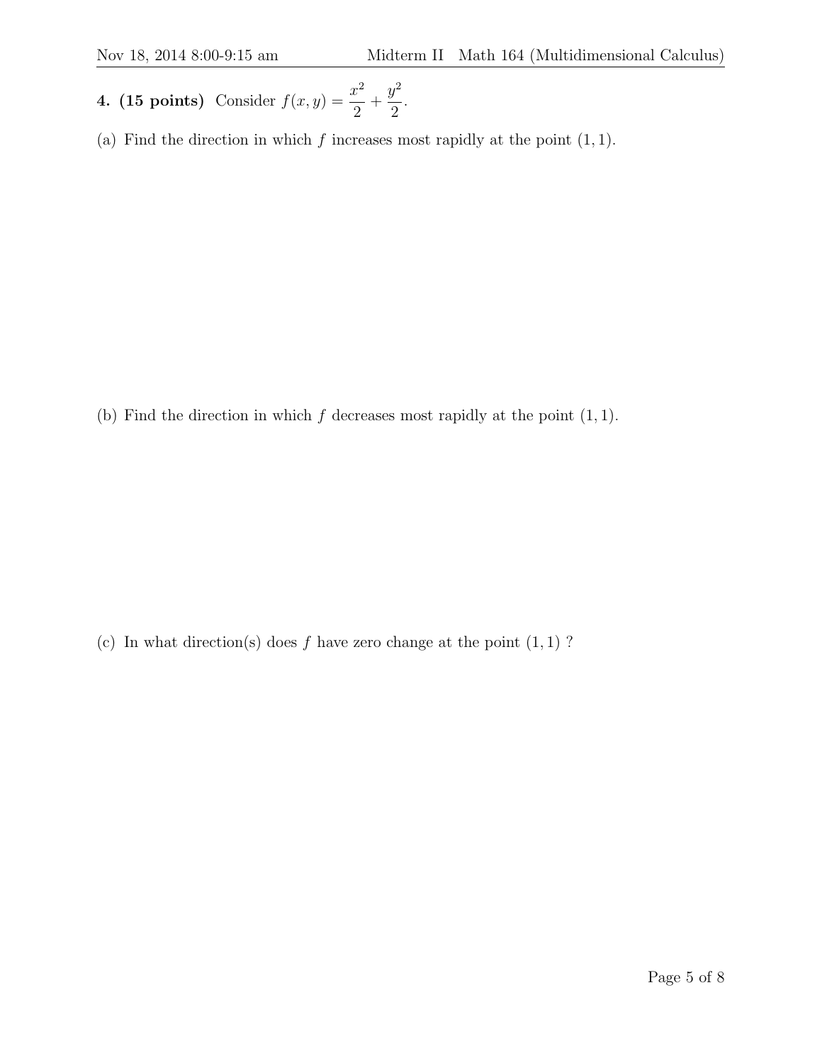**4. (15 points)** Consider $f(x, y) = \dfrac{x^2}{2} + \dfrac{y^2}{2}$.

(a) Find the direction in which $f$ increases most rapidly at the point $(1, 1)$.

(b) Find the direction in which $f$ decreases most rapidly at the point $(1, 1)$.

(c) In what direction(s) does $f$ have zero change at the point $(1, 1)$ ?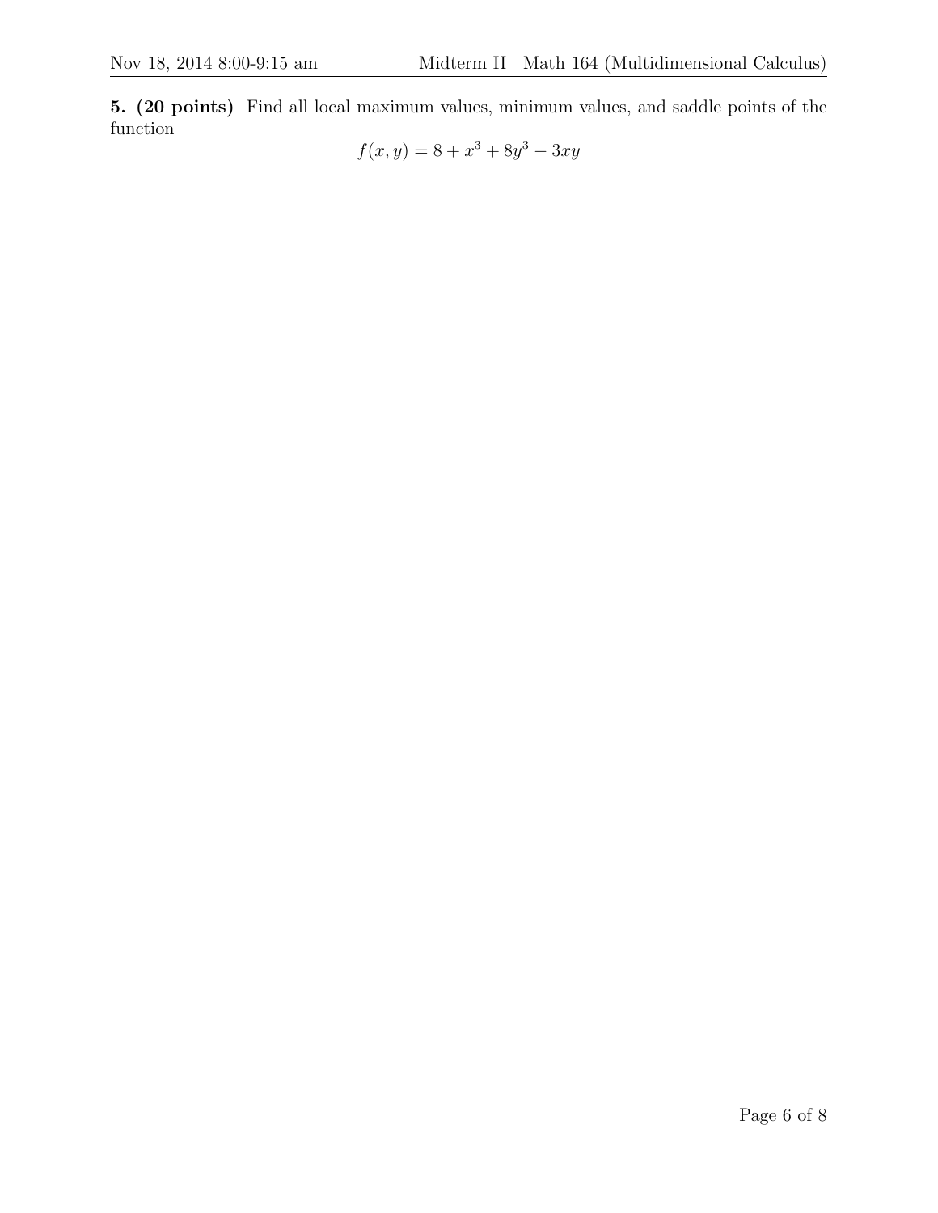**5. (20 points)** Find all local maximum values, minimum values, and saddle points of the function

$$f(x,y) = 8 + x^3 + 8y^3 - 3xy$$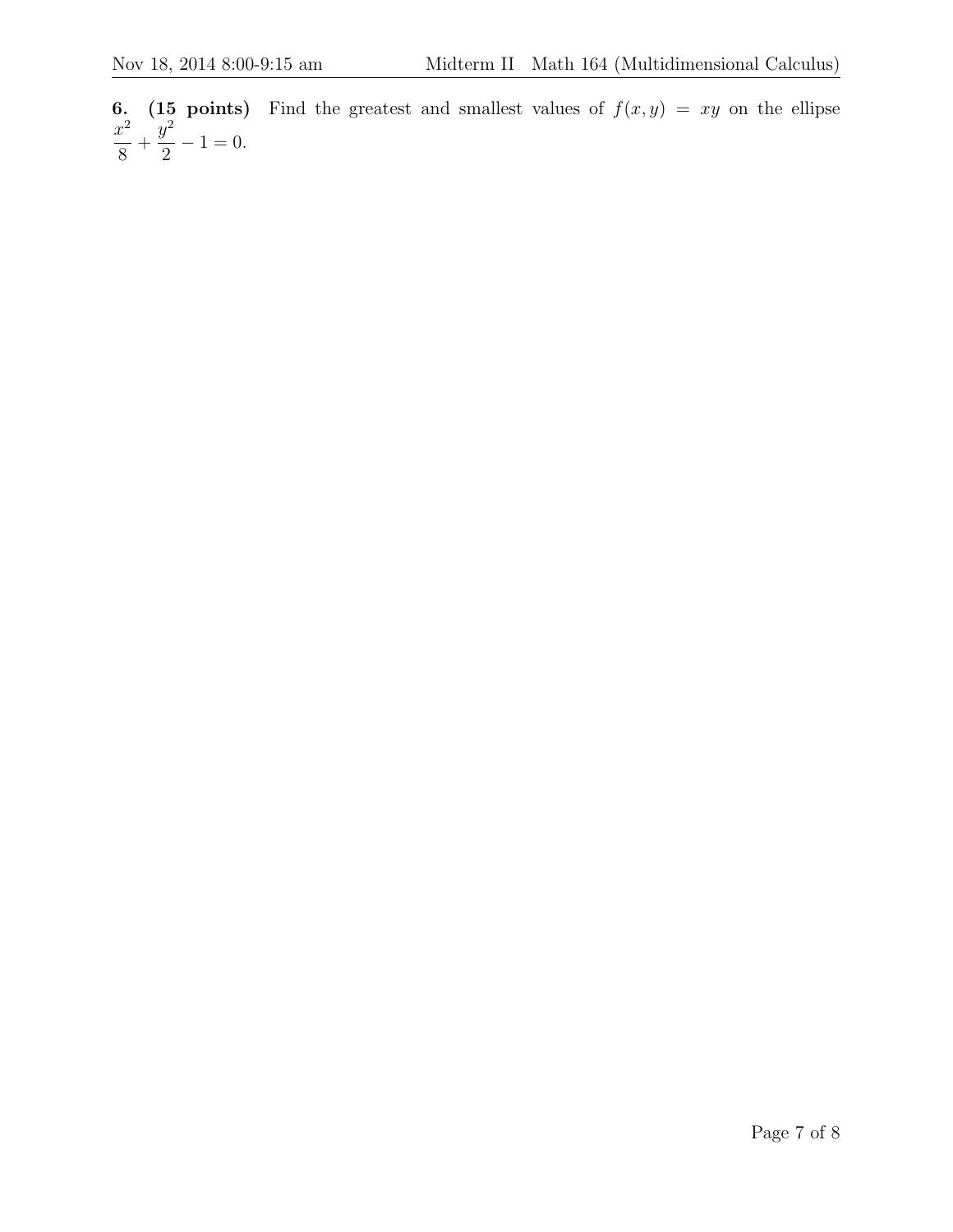**6. (15 points)** Find the greatest and smallest values of $f(x, y) = xy$ on the ellipse $\dfrac{x^2}{8} + \dfrac{y^2}{2} - 1 = 0$.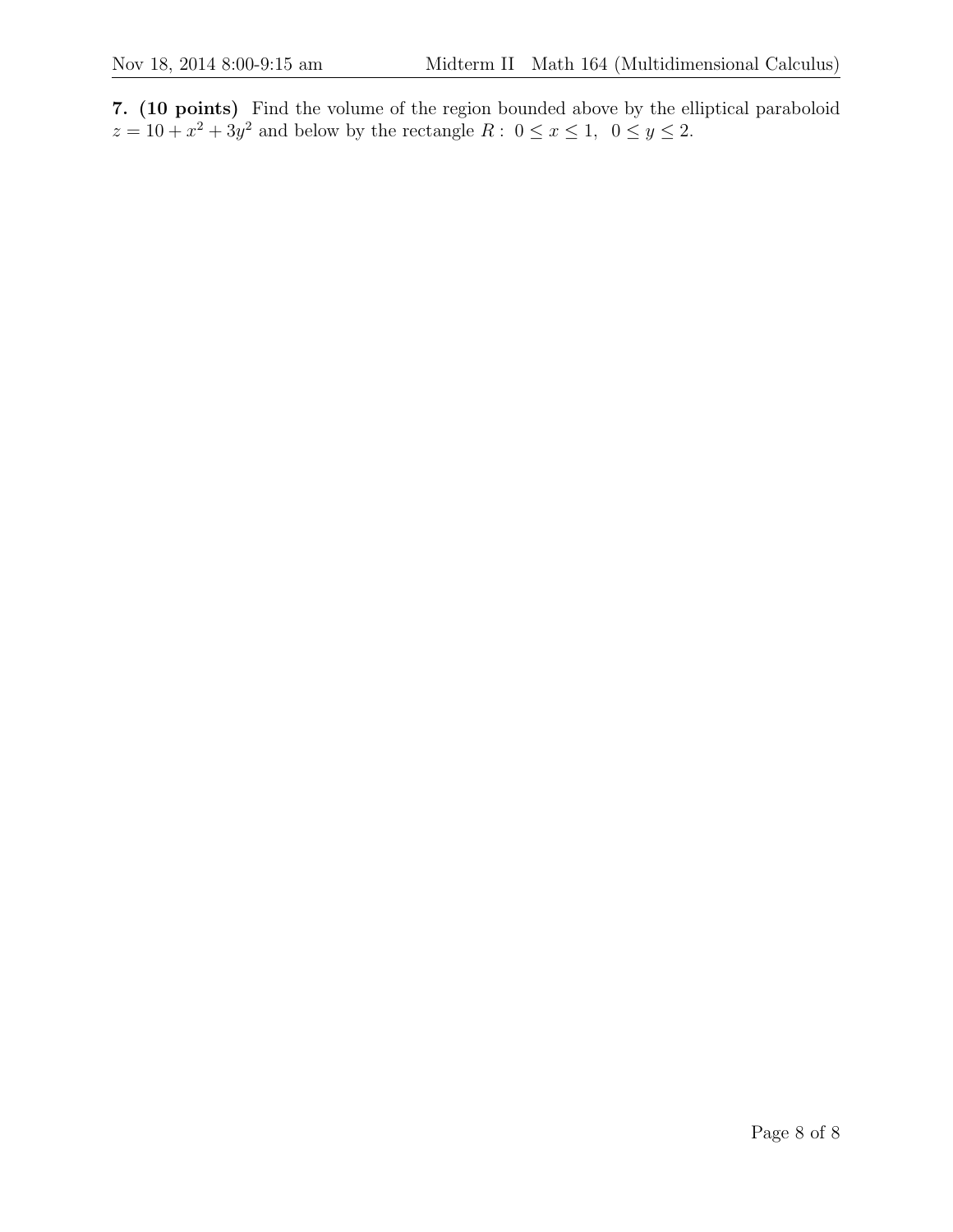**7. (10 points)** Find the volume of the region bounded above by the elliptical paraboloid $z = 10 + x^2 + 3y^2$ and below by the rectangle $R: \ 0 \leq x \leq 1, \ \ 0 \leq y \leq 2$.